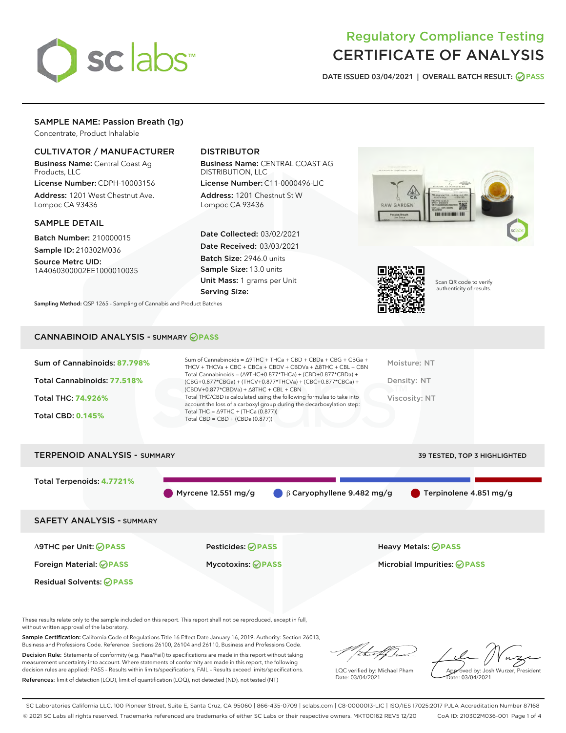# Regulatory Compliance Testing
# CERTIFICATE OF ANALYSIS

DATE ISSUED 03/04/2021 | OVERALL BATCH RESULT: PASS

## SAMPLE NAME: Passion Breath (1g)

Concentrate, Product Inhalable

### CULTIVATOR / MANUFACTURER

**Business Name:** Central Coast Ag Products, LLC

**License Number:** CDPH-10003156

**Address:** 1201 West Chestnut Ave. Lompoc CA 93436

### DISTRIBUTOR

**Business Name:** CENTRAL COAST AG DISTRIBUTION, LLC

**License Number:** C11-0000496-LIC

**Address:** 1201 Chestnut St W Lompoc CA 93436

### SAMPLE DETAIL

**Batch Number:** 210000015

**Sample ID:** 210302M036

**Source Metrc UID:** 1A4060300002EE1000010035

**Date Collected:** 03/02/2021

**Date Received:** 03/03/2021

**Batch Size:** 2946.0 units

**Sample Size:** 13.0 units

**Unit Mass:** 1 grams per Unit

**Serving Size:**

Scan QR code to verify authenticity of results.

**Sampling Method:** QSP 1265 - Sampling of Cannabis and Product Batches

## CANNABINOID ANALYSIS - SUMMARY PASS

Sum of Cannabinoids: **87.798%**

Total Cannabinoids: **77.518%**

Total THC: **74.926%**

Total CBD: **0.145%**

Sum of Cannabinoids = Δ9THC + THCa + CBD + CBDa + CBG + CBGa + THCV + THCVa + CBC + CBCa + CBDV + CBDVa + Δ8THC + CBL + CBN

Total Cannabinoids = (Δ9THC+0.877*THCa) + (CBD+0.877*CBDa) + (CBG+0.877*CBGa) + (THCV+0.877*THCVa) + (CBC+0.877*CBCa) + (CBDV+0.877*CBDVa) + Δ8THC + CBL + CBN

Total THC/CBD is calculated using the following formulas to take into account the loss of a carboxyl group during the decarboxylation step:
Total THC = Δ9THC + (THCa (0.877))
Total CBD = CBD + (CBDa (0.877))

Moisture: NT

Density: NT

Viscosity: NT

## TERPENOID ANALYSIS - SUMMARY

39 TESTED, TOP 3 HIGHLIGHTED

Total Terpenoids: **4.7721%**

Myrcene 12.551 mg/g | β Caryophyllene 9.482 mg/g | Terpinolene 4.851 mg/g

## SAFETY ANALYSIS - SUMMARY

| | | |
|---|---|---|
| Δ9THC per Unit: PASS | Pesticides: PASS | Heavy Metals: PASS |
| Foreign Material: PASS | Mycotoxins: PASS | Microbial Impurities: PASS |
| Residual Solvents: PASS | | |

These results relate only to the sample included on this report. This report shall not be reproduced, except in full, without written approval of the laboratory.

**Sample Certification:** California Code of Regulations Title 16 Effect Date January 16, 2019. Authority: Section 26013, Business and Professions Code. Reference: Sections 26100, 26104 and 26110, Business and Professions Code.

**Decision Rule:** Statements of conformity (e.g. Pass/Fail) to specifications are made in this report without taking measurement uncertainty into account. Where statements of conformity are made in this report, the following decision rules are applied: PASS – Results within limits/specifications, FAIL – Results exceed limits/specifications.

**References:** limit of detection (LOD), limit of quantification (LOQ), not detected (ND), not tested (NT)

LQC verified by: Michael Pham
Date: 03/04/2021

Approved by: Josh Wurzer, President
Date: 03/04/2021

SC Laboratories California LLC. 100 Pioneer Street, Suite E, Santa Cruz, CA 95060 | 866-435-0709 | sclabs.com | C8-0000013-LIC | ISO/IES 17025:2017 PJLA Accreditation Number 87168
© 2021 SC Labs all rights reserved. Trademarks referenced are trademarks of either SC Labs or their respective owners. MKT00162 REV5 12/20 CoA ID: 210302M036-001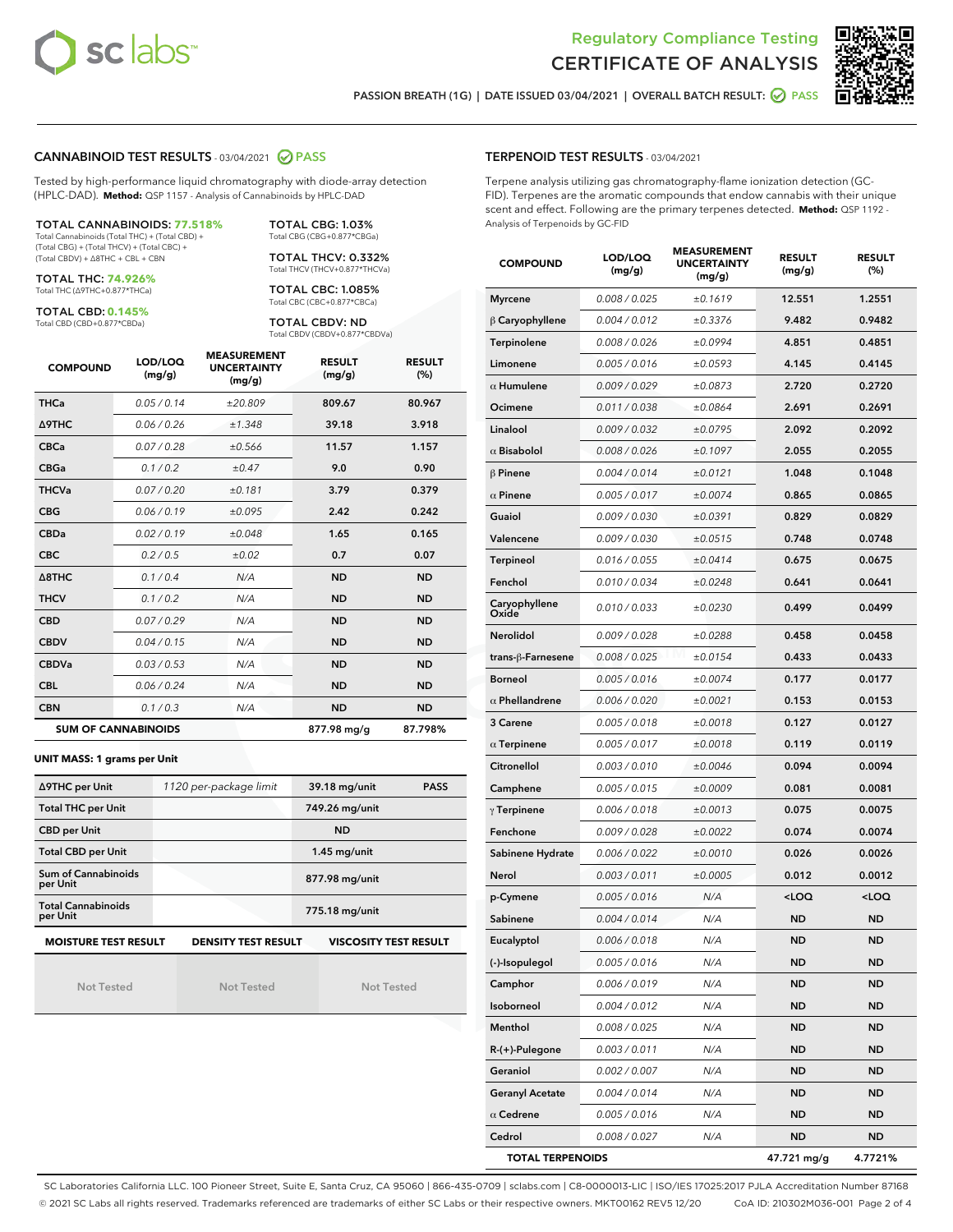# Regulatory Compliance Testing
# CERTIFICATE OF ANALYSIS

PASSION BREATH (1G) | DATE ISSUED 03/04/2021 | OVERALL BATCH RESULT: PASS

## CANNABINOID TEST RESULTS - 03/04/2021 PASS

Tested by high-performance liquid chromatography with diode-array detection (HPLC-DAD). **Method:** QSP 1157 - Analysis of Cannabinoids by HPLC-DAD

**TOTAL CANNABINOIDS: 77.518%**
Total Cannabinoids (Total THC) + (Total CBD) + (Total CBG) + (Total THCV) + (Total CBC) + (Total CBDV) + Δ8THC + CBL + CBN

**TOTAL THC: 74.926%**
Total THC (Δ9THC+0.877*THCa)

**TOTAL CBD: 0.145%**
Total CBD (CBD+0.877*CBDa)

**TOTAL CBG: 1.03%**
Total CBG (CBG+0.877*CBGa)

**TOTAL THCV: 0.332%**
Total THCV (THCV+0.877*THCVa)

**TOTAL CBC: 1.085%**
Total CBC (CBC+0.877*CBCa)

**TOTAL CBDV: ND**
Total CBDV (CBDV+0.877*CBDVa)

| COMPOUND | LOD/LOQ (mg/g) | MEASUREMENT UNCERTAINTY (mg/g) | RESULT (mg/g) | RESULT (%) |
|---|---|---|---|---|
| THCa | 0.05 / 0.14 | ±20.809 | 809.67 | 80.967 |
| Δ9THC | 0.06 / 0.26 | ±1.348 | 39.18 | 3.918 |
| CBCa | 0.07 / 0.28 | ±0.566 | 11.57 | 1.157 |
| CBGa | 0.1 / 0.2 | ±0.47 | 9.0 | 0.90 |
| THCVa | 0.07 / 0.20 | ±0.181 | 3.79 | 0.379 |
| CBG | 0.06 / 0.19 | ±0.095 | 2.42 | 0.242 |
| CBDa | 0.02 / 0.19 | ±0.048 | 1.65 | 0.165 |
| CBC | 0.2 / 0.5 | ±0.02 | 0.7 | 0.07 |
| Δ8THC | 0.1 / 0.4 | N/A | ND | ND |
| THCV | 0.1 / 0.2 | N/A | ND | ND |
| CBD | 0.07 / 0.29 | N/A | ND | ND |
| CBDV | 0.04 / 0.15 | N/A | ND | ND |
| CBDVa | 0.03 / 0.53 | N/A | ND | ND |
| CBL | 0.06 / 0.24 | N/A | ND | ND |
| CBN | 0.1 / 0.3 | N/A | ND | ND |
| **SUM OF CANNABINOIDS** | | | 877.98 mg/g | 87.798% |

**UNIT MASS: 1 grams per Unit**

| | | | |
|---|---|---|---|
| Δ9THC per Unit | 1120 per-package limit | 39.18 mg/unit | PASS |
| Total THC per Unit | | 749.26 mg/unit | |
| CBD per Unit | | ND | |
| Total CBD per Unit | | 1.45 mg/unit | |
| Sum of Cannabinoids per Unit | | 877.98 mg/unit | |
| Total Cannabinoids per Unit | | 775.18 mg/unit | |

| MOISTURE TEST RESULT | DENSITY TEST RESULT | VISCOSITY TEST RESULT |
|---|---|---|
| Not Tested | Not Tested | Not Tested |

## TERPENOID TEST RESULTS - 03/04/2021

Terpene analysis utilizing gas chromatography-flame ionization detection (GC-FID). Terpenes are the aromatic compounds that endow cannabis with their unique scent and effect. Following are the primary terpenes detected. **Method:** QSP 1192 - Analysis of Terpenoids by GC-FID

| COMPOUND | LOD/LOQ (mg/g) | MEASUREMENT UNCERTAINTY (mg/g) | RESULT (mg/g) | RESULT (%) |
|---|---|---|---|---|
| Myrcene | 0.008 / 0.025 | ±0.1619 | 12.551 | 1.2551 |
| β Caryophyllene | 0.004 / 0.012 | ±0.3376 | 9.482 | 0.9482 |
| Terpinolene | 0.008 / 0.026 | ±0.0994 | 4.851 | 0.4851 |
| Limonene | 0.005 / 0.016 | ±0.0593 | 4.145 | 0.4145 |
| α Humulene | 0.009 / 0.029 | ±0.0873 | 2.720 | 0.2720 |
| Ocimene | 0.011 / 0.038 | ±0.0864 | 2.691 | 0.2691 |
| Linalool | 0.009 / 0.032 | ±0.0795 | 2.092 | 0.2092 |
| α Bisabolol | 0.008 / 0.026 | ±0.1097 | 2.055 | 0.2055 |
| β Pinene | 0.004 / 0.014 | ±0.0121 | 1.048 | 0.1048 |
| α Pinene | 0.005 / 0.017 | ±0.0074 | 0.865 | 0.0865 |
| Guaiol | 0.009 / 0.030 | ±0.0391 | 0.829 | 0.0829 |
| Valencene | 0.009 / 0.030 | ±0.0515 | 0.748 | 0.0748 |
| Terpineol | 0.016 / 0.055 | ±0.0414 | 0.675 | 0.0675 |
| Fenchol | 0.010 / 0.034 | ±0.0248 | 0.641 | 0.0641 |
| Caryophyllene Oxide | 0.010 / 0.033 | ±0.0230 | 0.499 | 0.0499 |
| Nerolidol | 0.009 / 0.028 | ±0.0288 | 0.458 | 0.0458 |
| trans-β-Farnesene | 0.008 / 0.025 | ±0.0154 | 0.433 | 0.0433 |
| Borneol | 0.005 / 0.016 | ±0.0074 | 0.177 | 0.0177 |
| α Phellandrene | 0.006 / 0.020 | ±0.0021 | 0.153 | 0.0153 |
| 3 Carene | 0.005 / 0.018 | ±0.0018 | 0.127 | 0.0127 |
| α Terpinene | 0.005 / 0.017 | ±0.0018 | 0.119 | 0.0119 |
| Citronellol | 0.003 / 0.010 | ±0.0046 | 0.094 | 0.0094 |
| Camphene | 0.005 / 0.015 | ±0.0009 | 0.081 | 0.0081 |
| γ Terpinene | 0.006 / 0.018 | ±0.0013 | 0.075 | 0.0075 |
| Fenchone | 0.009 / 0.028 | ±0.0022 | 0.074 | 0.0074 |
| Sabinene Hydrate | 0.006 / 0.022 | ±0.0010 | 0.026 | 0.0026 |
| Nerol | 0.003 / 0.011 | ±0.0005 | 0.012 | 0.0012 |
| p-Cymene | 0.005 / 0.016 | N/A | <LOQ | <LOQ |
| Sabinene | 0.004 / 0.014 | N/A | ND | ND |
| Eucalyptol | 0.006 / 0.018 | N/A | ND | ND |
| (-)-Isopulegol | 0.005 / 0.016 | N/A | ND | ND |
| Camphor | 0.006 / 0.019 | N/A | ND | ND |
| Isoborneol | 0.004 / 0.012 | N/A | ND | ND |
| Menthol | 0.008 / 0.025 | N/A | ND | ND |
| R-(+)-Pulegone | 0.003 / 0.011 | N/A | ND | ND |
| Geraniol | 0.002 / 0.007 | N/A | ND | ND |
| Geranyl Acetate | 0.004 / 0.014 | N/A | ND | ND |
| α Cedrene | 0.005 / 0.016 | N/A | ND | ND |
| Cedrol | 0.008 / 0.027 | N/A | ND | ND |
| **TOTAL TERPENOIDS** | | | 47.721 mg/g | 4.7721% |

SC Laboratories California LLC. 100 Pioneer Street, Suite E, Santa Cruz, CA 95060 | 866-435-0709 | sclabs.com | C8-0000013-LIC | ISO/IES 17025:2017 PJLA Accreditation Number 87168
© 2021 SC Labs all rights reserved. Trademarks referenced are trademarks of either SC Labs or their respective owners. MKT00162 REV5 12/20 CoA ID: 210302M036-001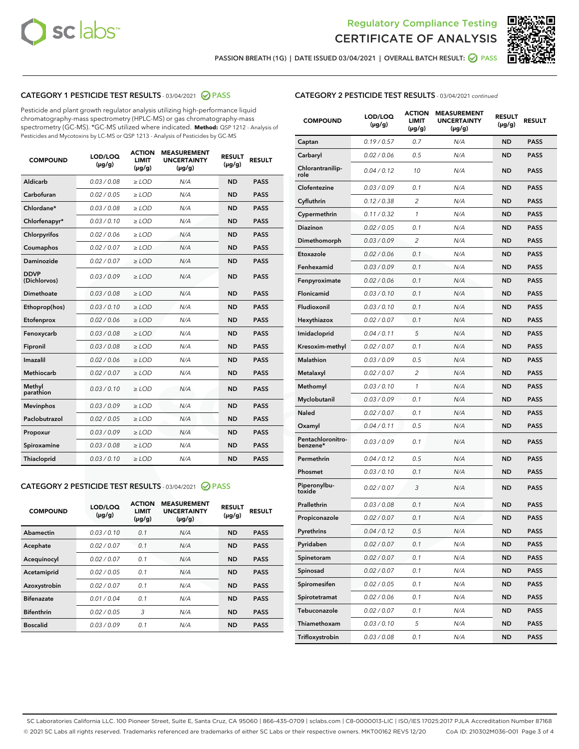Regulatory Compliance Testing
CERTIFICATE OF ANALYSIS

PASSION BREATH (1G) | DATE ISSUED 03/04/2021 | OVERALL BATCH RESULT: PASS

## CATEGORY 1 PESTICIDE TEST RESULTS - 03/04/2021 PASS

Pesticide and plant growth regulator analysis utilizing high-performance liquid chromatography-mass spectrometry (HPLC-MS) or gas chromatography-mass spectrometry (GC-MS). *GC-MS utilized where indicated. **Method:** QSP 1212 - Analysis of Pesticides and Mycotoxins by LC-MS or QSP 1213 - Analysis of Pesticides by GC-MS

| COMPOUND | LOD/LOQ (µg/g) | ACTION LIMIT (µg/g) | MEASUREMENT UNCERTAINTY (µg/g) | RESULT (µg/g) | RESULT |
|---|---|---|---|---|---|
| Aldicarb | 0.03 / 0.08 | ≥ LOD | N/A | ND | PASS |
| Carbofuran | 0.02 / 0.05 | ≥ LOD | N/A | ND | PASS |
| Chlordane* | 0.03 / 0.08 | ≥ LOD | N/A | ND | PASS |
| Chlorfenapyr* | 0.03 / 0.10 | ≥ LOD | N/A | ND | PASS |
| Chlorpyrifos | 0.02 / 0.06 | ≥ LOD | N/A | ND | PASS |
| Coumaphos | 0.02 / 0.07 | ≥ LOD | N/A | ND | PASS |
| Daminozide | 0.02 / 0.07 | ≥ LOD | N/A | ND | PASS |
| DDVP (Dichlorvos) | 0.03 / 0.09 | ≥ LOD | N/A | ND | PASS |
| Dimethoate | 0.03 / 0.08 | ≥ LOD | N/A | ND | PASS |
| Ethoprop(hos) | 0.03 / 0.10 | ≥ LOD | N/A | ND | PASS |
| Etofenprox | 0.02 / 0.06 | ≥ LOD | N/A | ND | PASS |
| Fenoxycarb | 0.03 / 0.08 | ≥ LOD | N/A | ND | PASS |
| Fipronil | 0.03 / 0.08 | ≥ LOD | N/A | ND | PASS |
| Imazalil | 0.02 / 0.06 | ≥ LOD | N/A | ND | PASS |
| Methiocarb | 0.02 / 0.07 | ≥ LOD | N/A | ND | PASS |
| Methyl parathion | 0.03 / 0.10 | ≥ LOD | N/A | ND | PASS |
| Mevinphos | 0.03 / 0.09 | ≥ LOD | N/A | ND | PASS |
| Paclobutrazol | 0.02 / 0.05 | ≥ LOD | N/A | ND | PASS |
| Propoxur | 0.03 / 0.09 | ≥ LOD | N/A | ND | PASS |
| Spiroxamine | 0.03 / 0.08 | ≥ LOD | N/A | ND | PASS |
| Thiacloprid | 0.03 / 0.10 | ≥ LOD | N/A | ND | PASS |

## CATEGORY 2 PESTICIDE TEST RESULTS - 03/04/2021 PASS

| COMPOUND | LOD/LOQ (µg/g) | ACTION LIMIT (µg/g) | MEASUREMENT UNCERTAINTY (µg/g) | RESULT (µg/g) | RESULT |
|---|---|---|---|---|---|
| Abamectin | 0.03 / 0.10 | 0.1 | N/A | ND | PASS |
| Acephate | 0.02 / 0.07 | 0.1 | N/A | ND | PASS |
| Acequinocyl | 0.02 / 0.07 | 0.1 | N/A | ND | PASS |
| Acetamiprid | 0.02 / 0.05 | 0.1 | N/A | ND | PASS |
| Azoxystrobin | 0.02 / 0.07 | 0.1 | N/A | ND | PASS |
| Bifenazate | 0.01 / 0.04 | 0.1 | N/A | ND | PASS |
| Bifenthrin | 0.02 / 0.05 | 3 | N/A | ND | PASS |
| Boscalid | 0.03 / 0.09 | 0.1 | N/A | ND | PASS |
| Captan | 0.19 / 0.57 | 0.7 | N/A | ND | PASS |
| Carbaryl | 0.02 / 0.06 | 0.5 | N/A | ND | PASS |
| Chlorantraniliprole | 0.04 / 0.12 | 10 | N/A | ND | PASS |
| Clofentezine | 0.03 / 0.09 | 0.1 | N/A | ND | PASS |
| Cyfluthrin | 0.12 / 0.38 | 2 | N/A | ND | PASS |
| Cypermethrin | 0.11 / 0.32 | 1 | N/A | ND | PASS |
| Diazinon | 0.02 / 0.05 | 0.1 | N/A | ND | PASS |
| Dimethomorph | 0.03 / 0.09 | 2 | N/A | ND | PASS |
| Etoxazole | 0.02 / 0.06 | 0.1 | N/A | ND | PASS |
| Fenhexamid | 0.03 / 0.09 | 0.1 | N/A | ND | PASS |
| Fenpyroximate | 0.02 / 0.06 | 0.1 | N/A | ND | PASS |
| Flonicamid | 0.03 / 0.10 | 0.1 | N/A | ND | PASS |
| Fludioxonil | 0.03 / 0.10 | 0.1 | N/A | ND | PASS |
| Hexythiazox | 0.02 / 0.07 | 0.1 | N/A | ND | PASS |
| Imidacloprid | 0.04 / 0.11 | 5 | N/A | ND | PASS |
| Kresoxim-methyl | 0.02 / 0.07 | 0.1 | N/A | ND | PASS |
| Malathion | 0.03 / 0.09 | 0.5 | N/A | ND | PASS |
| Metalaxyl | 0.02 / 0.07 | 2 | N/A | ND | PASS |
| Methomyl | 0.03 / 0.10 | 1 | N/A | ND | PASS |
| Myclobutanil | 0.03 / 0.09 | 0.1 | N/A | ND | PASS |
| Naled | 0.02 / 0.07 | 0.1 | N/A | ND | PASS |
| Oxamyl | 0.04 / 0.11 | 0.5 | N/A | ND | PASS |
| Pentachloronitrobenzene* | 0.03 / 0.09 | 0.1 | N/A | ND | PASS |
| Permethrin | 0.04 / 0.12 | 0.5 | N/A | ND | PASS |
| Phosmet | 0.03 / 0.10 | 0.1 | N/A | ND | PASS |
| Piperonylbutoxide | 0.02 / 0.07 | 3 | N/A | ND | PASS |
| Prallethrin | 0.03 / 0.08 | 0.1 | N/A | ND | PASS |
| Propiconazole | 0.02 / 0.07 | 0.1 | N/A | ND | PASS |
| Pyrethrins | 0.04 / 0.12 | 0.5 | N/A | ND | PASS |
| Pyridaben | 0.02 / 0.07 | 0.1 | N/A | ND | PASS |
| Spinetoram | 0.02 / 0.07 | 0.1 | N/A | ND | PASS |
| Spinosad | 0.02 / 0.07 | 0.1 | N/A | ND | PASS |
| Spiromesifen | 0.02 / 0.05 | 0.1 | N/A | ND | PASS |
| Spirotetramat | 0.02 / 0.06 | 0.1 | N/A | ND | PASS |
| Tebuconazole | 0.02 / 0.07 | 0.1 | N/A | ND | PASS |
| Thiamethoxam | 0.03 / 0.10 | 5 | N/A | ND | PASS |
| Trifloxystrobin | 0.03 / 0.08 | 0.1 | N/A | ND | PASS |

SC Laboratories California LLC. 100 Pioneer Street, Suite E, Santa Cruz, CA 95060 | 866-435-0709 | sclabs.com | C8-0000013-LIC | ISO/IES 17025:2017 PJLA Accreditation Number 87168
© 2021 SC Labs all rights reserved. Trademarks referenced are trademarks of either SC Labs or their respective owners. MKT00162 REV5 12/20 CoA ID: 210302M036-001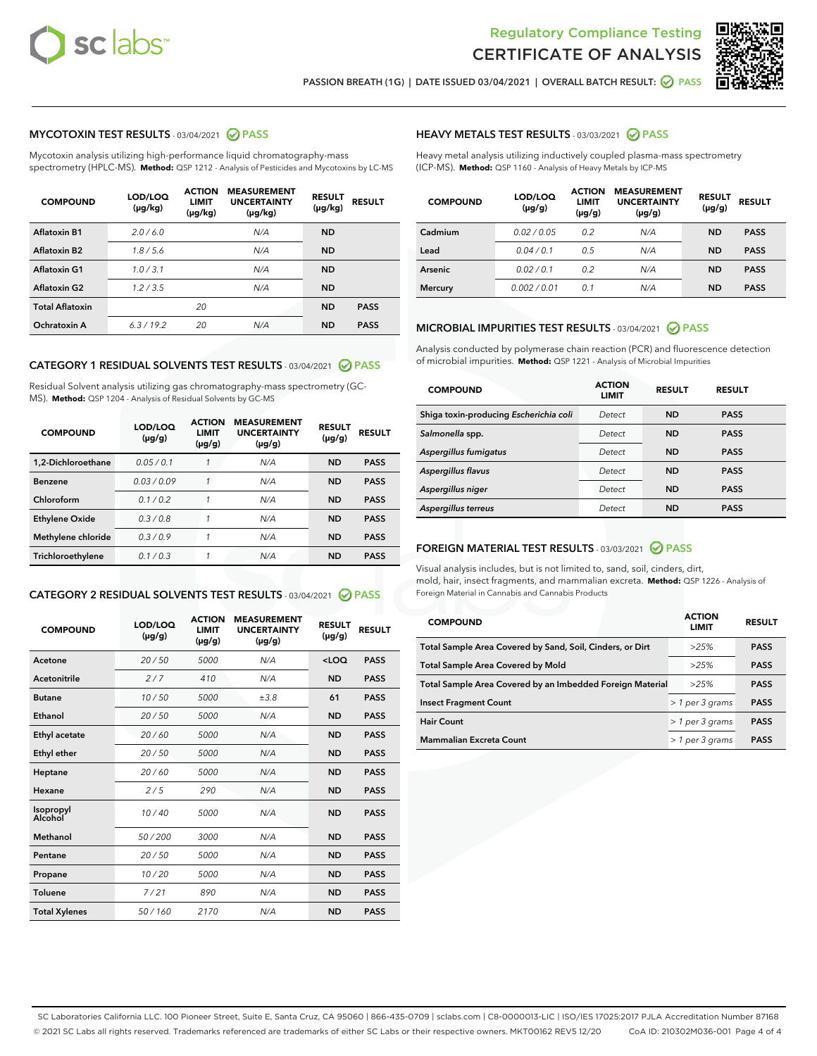Regulatory Compliance Testing
CERTIFICATE OF ANALYSIS

PASSION BREATH (1G) | DATE ISSUED 03/04/2021 | OVERALL BATCH RESULT: PASS

## MYCOTOXIN TEST RESULTS - 03/04/2021 PASS

Mycotoxin analysis utilizing high-performance liquid chromatography-mass spectrometry (HPLC-MS). **Method:** QSP 1212 - Analysis of Pesticides and Mycotoxins by LC-MS

| COMPOUND | LOD/LOQ (µg/kg) | ACTION LIMIT (µg/kg) | MEASUREMENT UNCERTAINTY (µg/kg) | RESULT (µg/kg) | RESULT |
|---|---|---|---|---|---|
| Aflatoxin B1 | 2.0 / 6.0 | | N/A | ND | |
| Aflatoxin B2 | 1.8 / 5.6 | | N/A | ND | |
| Aflatoxin G1 | 1.0 / 3.1 | | N/A | ND | |
| Aflatoxin G2 | 1.2 / 3.5 | | N/A | ND | |
| Total Aflatoxin | | 20 | | ND | PASS |
| Ochratoxin A | 6.3 / 19.2 | 20 | N/A | ND | PASS |

## CATEGORY 1 RESIDUAL SOLVENTS TEST RESULTS - 03/04/2021 PASS

Residual Solvent analysis utilizing gas chromatography-mass spectrometry (GC-MS). **Method:** QSP 1204 - Analysis of Residual Solvents by GC-MS

| COMPOUND | LOD/LOQ (µg/g) | ACTION LIMIT (µg/g) | MEASUREMENT UNCERTAINTY (µg/g) | RESULT (µg/g) | RESULT |
|---|---|---|---|---|---|
| 1,2-Dichloroethane | 0.05 / 0.1 | 1 | N/A | ND | PASS |
| Benzene | 0.03 / 0.09 | 1 | N/A | ND | PASS |
| Chloroform | 0.1 / 0.2 | 1 | N/A | ND | PASS |
| Ethylene Oxide | 0.3 / 0.8 | 1 | N/A | ND | PASS |
| Methylene chloride | 0.3 / 0.9 | 1 | N/A | ND | PASS |
| Trichloroethylene | 0.1 / 0.3 | 1 | N/A | ND | PASS |

## CATEGORY 2 RESIDUAL SOLVENTS TEST RESULTS - 03/04/2021 PASS

| COMPOUND | LOD/LOQ (µg/g) | ACTION LIMIT (µg/g) | MEASUREMENT UNCERTAINTY (µg/g) | RESULT (µg/g) | RESULT |
|---|---|---|---|---|---|
| Acetone | 20 / 50 | 5000 | N/A | <LOQ | PASS |
| Acetonitrile | 2 / 7 | 410 | N/A | ND | PASS |
| Butane | 10 / 50 | 5000 | ±3.8 | 61 | PASS |
| Ethanol | 20 / 50 | 5000 | N/A | ND | PASS |
| Ethyl acetate | 20 / 60 | 5000 | N/A | ND | PASS |
| Ethyl ether | 20 / 50 | 5000 | N/A | ND | PASS |
| Heptane | 20 / 60 | 5000 | N/A | ND | PASS |
| Hexane | 2 / 5 | 290 | N/A | ND | PASS |
| Isopropyl Alcohol | 10 / 40 | 5000 | N/A | ND | PASS |
| Methanol | 50 / 200 | 3000 | N/A | ND | PASS |
| Pentane | 20 / 50 | 5000 | N/A | ND | PASS |
| Propane | 10 / 20 | 5000 | N/A | ND | PASS |
| Toluene | 7 / 21 | 890 | N/A | ND | PASS |
| Total Xylenes | 50 / 160 | 2170 | N/A | ND | PASS |

## HEAVY METALS TEST RESULTS - 03/03/2021 PASS

Heavy metal analysis utilizing inductively coupled plasma-mass spectrometry (ICP-MS). **Method:** QSP 1160 - Analysis of Heavy Metals by ICP-MS

| COMPOUND | LOD/LOQ (µg/g) | ACTION LIMIT (µg/g) | MEASUREMENT UNCERTAINTY (µg/g) | RESULT (µg/g) | RESULT |
|---|---|---|---|---|---|
| Cadmium | 0.02 / 0.05 | 0.2 | N/A | ND | PASS |
| Lead | 0.04 / 0.1 | 0.5 | N/A | ND | PASS |
| Arsenic | 0.02 / 0.1 | 0.2 | N/A | ND | PASS |
| Mercury | 0.002 / 0.01 | 0.1 | N/A | ND | PASS |

## MICROBIAL IMPURITIES TEST RESULTS - 03/04/2021 PASS

Analysis conducted by polymerase chain reaction (PCR) and fluorescence detection of microbial impurities. **Method:** QSP 1221 - Analysis of Microbial Impurities

| COMPOUND | ACTION LIMIT | RESULT | RESULT |
|---|---|---|---|
| Shiga toxin-producing *Escherichia coli* | Detect | ND | PASS |
| *Salmonella* spp. | Detect | ND | PASS |
| *Aspergillus fumigatus* | Detect | ND | PASS |
| *Aspergillus flavus* | Detect | ND | PASS |
| *Aspergillus niger* | Detect | ND | PASS |
| *Aspergillus terreus* | Detect | ND | PASS |

## FOREIGN MATERIAL TEST RESULTS - 03/03/2021 PASS

Visual analysis includes, but is not limited to, sand, soil, cinders, dirt, mold, hair, insect fragments, and mammalian excreta. **Method:** QSP 1226 - Analysis of Foreign Material in Cannabis and Cannabis Products

| COMPOUND | ACTION LIMIT | RESULT |
|---|---|---|
| Total Sample Area Covered by Sand, Soil, Cinders, or Dirt | >25% | PASS |
| Total Sample Area Covered by Mold | >25% | PASS |
| Total Sample Area Covered by an Imbedded Foreign Material | >25% | PASS |
| Insect Fragment Count | > 1 per 3 grams | PASS |
| Hair Count | > 1 per 3 grams | PASS |
| Mammalian Excreta Count | > 1 per 3 grams | PASS |

SC Laboratories California LLC. 100 Pioneer Street, Suite E, Santa Cruz, CA 95060 | 866-435-0709 | sclabs.com | C8-0000013-LIC | ISO/IES 17025:2017 PJLA Accreditation Number 87168
© 2021 SC Labs all rights reserved. Trademarks referenced are trademarks of either SC Labs or their respective owners. MKT00162 REV5 12/20 CoA ID: 210302M036-001